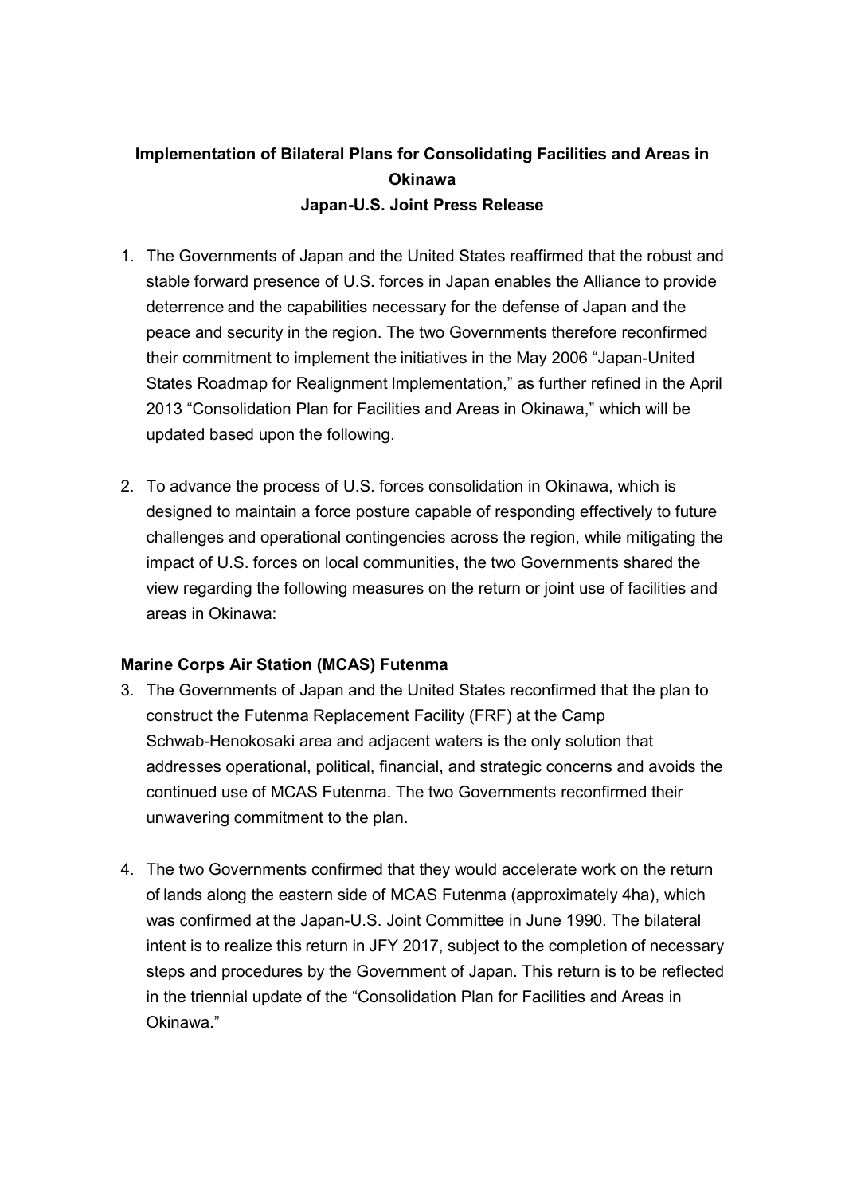# Implementation of Bilateral Plans for Consolidating Facilities and Areas in Okinawa
## Japan-U.S. Joint Press Release

1. The Governments of Japan and the United States reaffirmed that the robust and stable forward presence of U.S. forces in Japan enables the Alliance to provide deterrence and the capabilities necessary for the defense of Japan and the peace and security in the region. The two Governments therefore reconfirmed their commitment to implement the initiatives in the May 2006 "Japan-United States Roadmap for Realignment Implementation," as further refined in the April 2013 "Consolidation Plan for Facilities and Areas in Okinawa," which will be updated based upon the following.

2. To advance the process of U.S. forces consolidation in Okinawa, which is designed to maintain a force posture capable of responding effectively to future challenges and operational contingencies across the region, while mitigating the impact of U.S. forces on local communities, the two Governments shared the view regarding the following measures on the return or joint use of facilities and areas in Okinawa:

### Marine Corps Air Station (MCAS) Futenma

3. The Governments of Japan and the United States reconfirmed that the plan to construct the Futenma Replacement Facility (FRF) at the Camp Schwab-Henokosaki area and adjacent waters is the only solution that addresses operational, political, financial, and strategic concerns and avoids the continued use of MCAS Futenma. The two Governments reconfirmed their unwavering commitment to the plan.

4. The two Governments confirmed that they would accelerate work on the return of lands along the eastern side of MCAS Futenma (approximately 4ha), which was confirmed at the Japan-U.S. Joint Committee in June 1990. The bilateral intent is to realize this return in JFY 2017, subject to the completion of necessary steps and procedures by the Government of Japan. This return is to be reflected in the triennial update of the "Consolidation Plan for Facilities and Areas in Okinawa."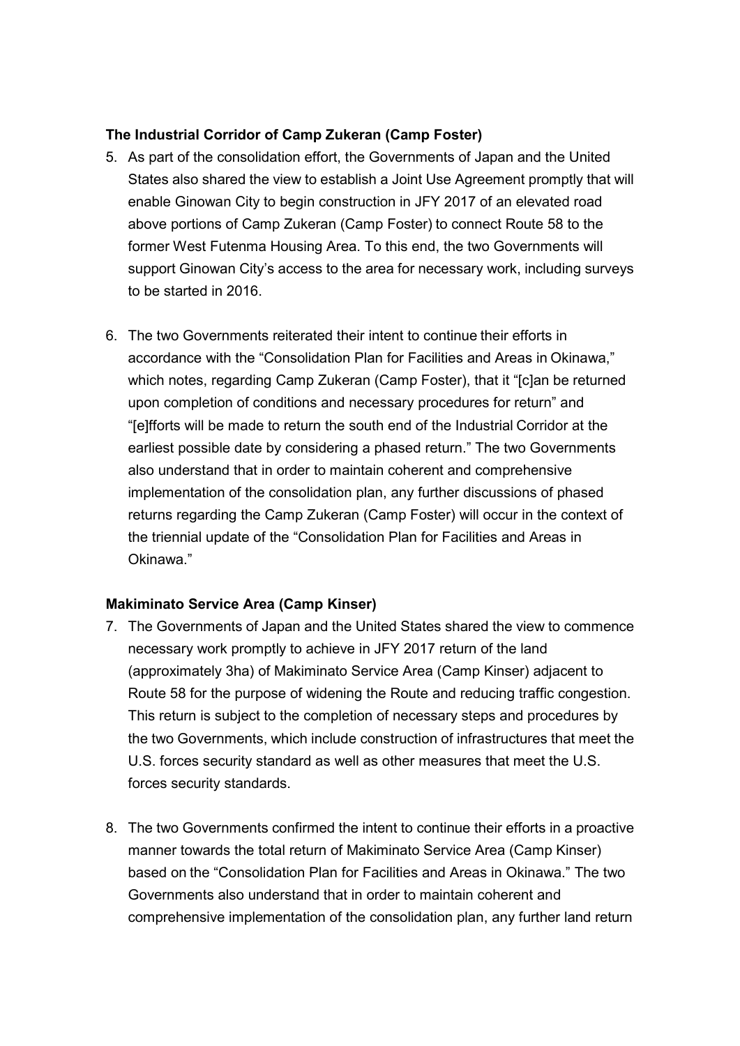**The Industrial Corridor of Camp Zukeran (Camp Foster)**

5. As part of the consolidation effort, the Governments of Japan and the United States also shared the view to establish a Joint Use Agreement promptly that will enable Ginowan City to begin construction in JFY 2017 of an elevated road above portions of Camp Zukeran (Camp Foster) to connect Route 58 to the former West Futenma Housing Area. To this end, the two Governments will support Ginowan City's access to the area for necessary work, including surveys to be started in 2016.

6. The two Governments reiterated their intent to continue their efforts in accordance with the "Consolidation Plan for Facilities and Areas in Okinawa," which notes, regarding Camp Zukeran (Camp Foster), that it "[c]an be returned upon completion of conditions and necessary procedures for return" and "[e]fforts will be made to return the south end of the Industrial Corridor at the earliest possible date by considering a phased return." The two Governments also understand that in order to maintain coherent and comprehensive implementation of the consolidation plan, any further discussions of phased returns regarding the Camp Zukeran (Camp Foster) will occur in the context of the triennial update of the "Consolidation Plan for Facilities and Areas in Okinawa."

**Makiminato Service Area (Camp Kinser)**

7. The Governments of Japan and the United States shared the view to commence necessary work promptly to achieve in JFY 2017 return of the land (approximately 3ha) of Makiminato Service Area (Camp Kinser) adjacent to Route 58 for the purpose of widening the Route and reducing traffic congestion. This return is subject to the completion of necessary steps and procedures by the two Governments, which include construction of infrastructures that meet the U.S. forces security standard as well as other measures that meet the U.S. forces security standards.

8. The two Governments confirmed the intent to continue their efforts in a proactive manner towards the total return of Makiminato Service Area (Camp Kinser) based on the "Consolidation Plan for Facilities and Areas in Okinawa." The two Governments also understand that in order to maintain coherent and comprehensive implementation of the consolidation plan, any further land return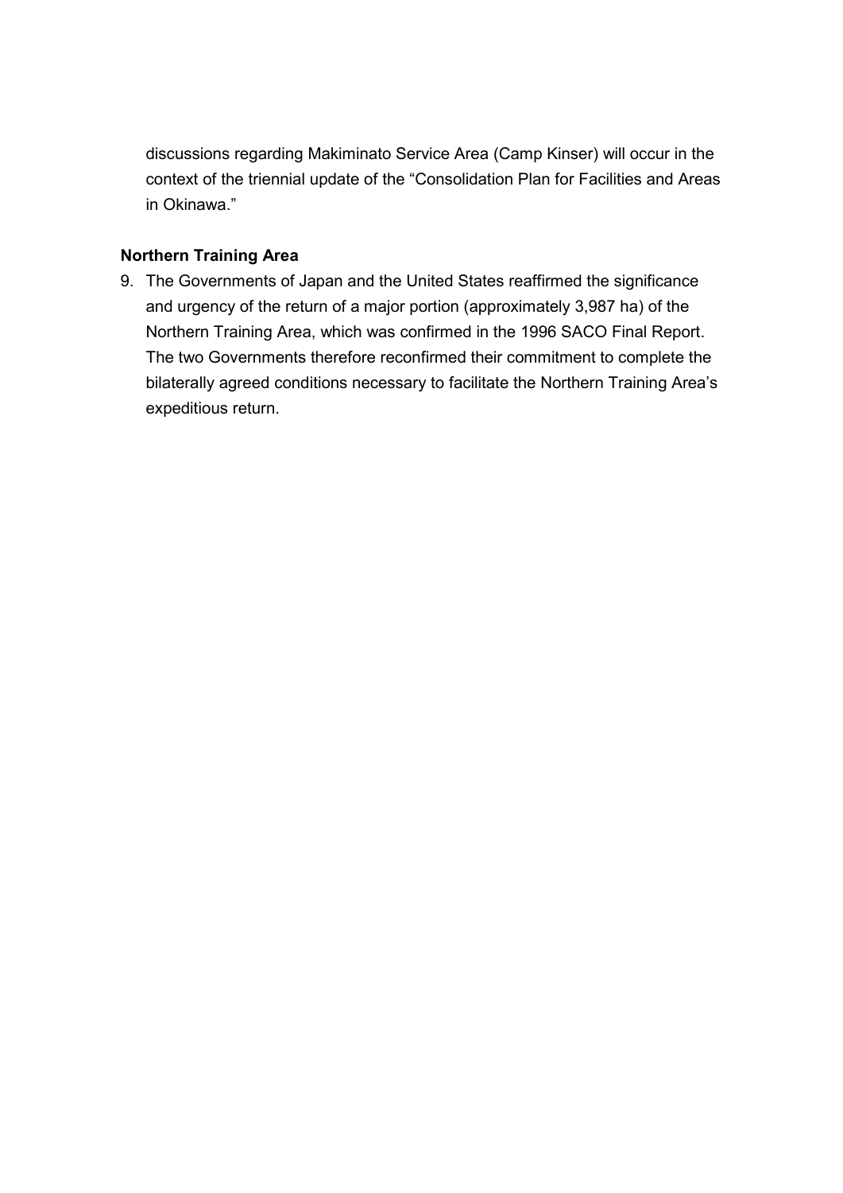discussions regarding Makiminato Service Area (Camp Kinser) will occur in the context of the triennial update of the "Consolidation Plan for Facilities and Areas in Okinawa."

**Northern Training Area**

9. The Governments of Japan and the United States reaffirmed the significance and urgency of the return of a major portion (approximately 3,987 ha) of the Northern Training Area, which was confirmed in the 1996 SACO Final Report. The two Governments therefore reconfirmed their commitment to complete the bilaterally agreed conditions necessary to facilitate the Northern Training Area's expeditious return.